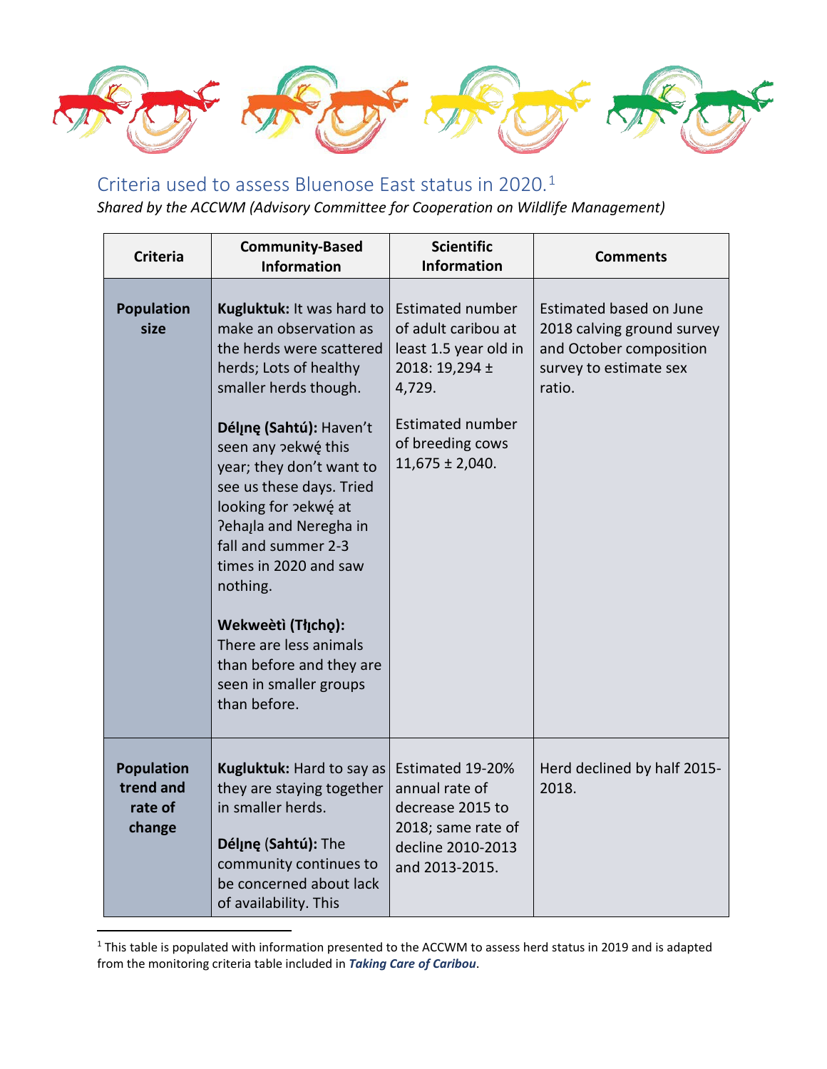## Criteria used to assess Bluenose East status in 2020.[1]

*Shared by the ACCWM (Advisory Committee for Cooperation on Wildlife Management)*

| Criteria | Community-Based Information | Scientific Information | Comments |
|---|---|---|---|
| **Population size** | **Kugluktuk:** It was hard to make an observation as the herds were scattered herds; Lots of healthy smaller herds though.<br><br>**Délı̨nę (Sahtú):** Haven't seen any ɂekwę́ this year; they don't want to see us these days. Tried looking for ɂekwę́ at Ɂehaı̨la and Neregha in fall and summer 2-3 times in 2020 and saw nothing.<br><br>**Wekweètì (Tłı̨chǫ):** There are less animals than before and they are seen in smaller groups than before. | Estimated number of adult caribou at least 1.5 year old in 2018: 19,294 ± 4,729.<br><br>Estimated number of breeding cows 11,675 ± 2,040. | Estimated based on June 2018 calving ground survey and October composition survey to estimate sex ratio. |
| **Population trend and rate of change** | **Kugluktuk:** Hard to say as they are staying together in smaller herds.<br><br>**Délı̨nę (Sahtú):** The community continues to be concerned about lack of availability. This | Estimated 19-20% annual rate of decrease 2015 to 2018; same rate of decline 2010-2013 and 2013-2015. | Herd declined by half 2015-2018. |

[1] This table is populated with information presented to the ACCWM to assess herd status in 2019 and is adapted from the monitoring criteria table included in ***Taking Care of Caribou***.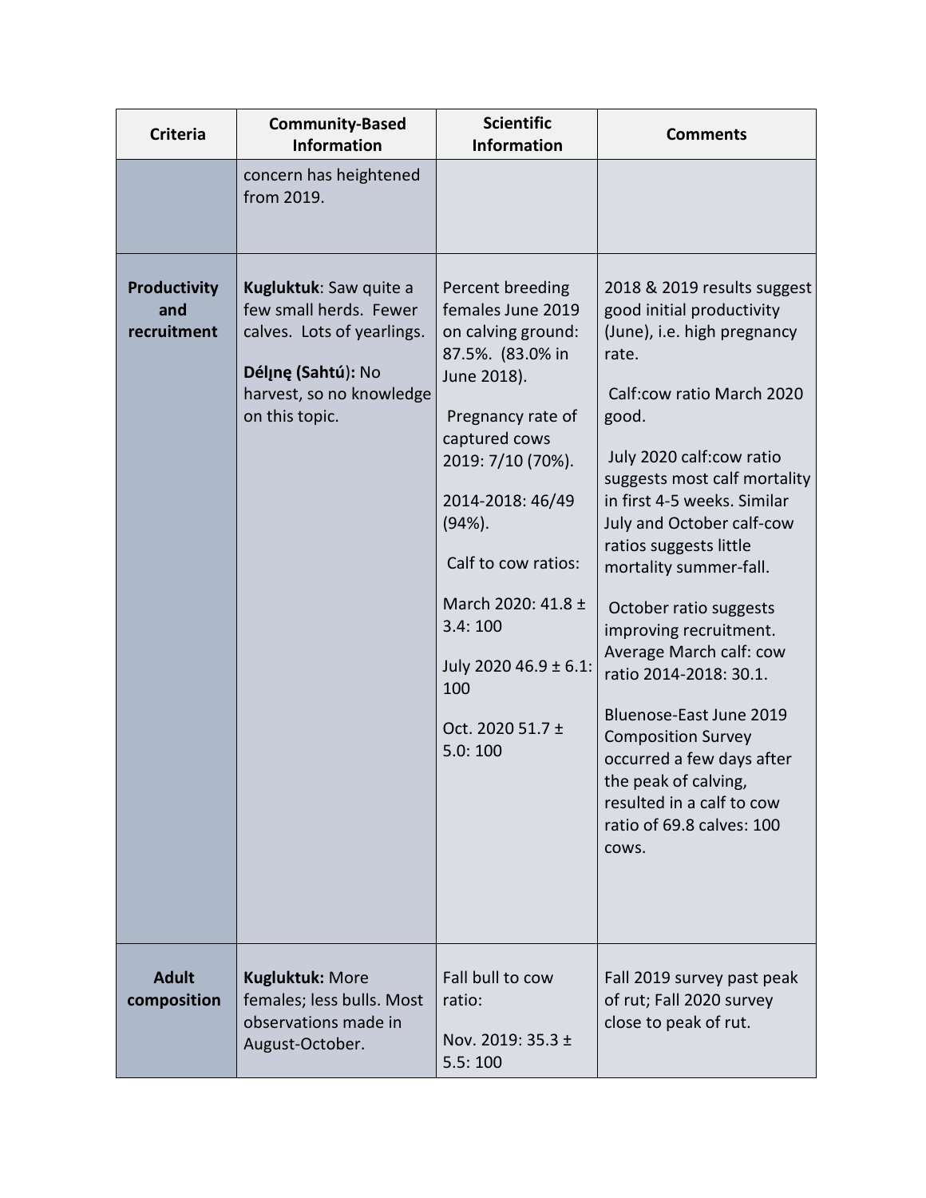| Criteria | Community-Based Information | Scientific Information | Comments |
|---|---|---|---|
| | concern has heightened from 2019. | | |
| **Productivity and recruitment** | **Kugluktuk**: Saw quite a few small herds. Fewer calves. Lots of yearlings.<br><br>**Délı̨nę (Sahtú):** No harvest, so no knowledge on this topic. | Percent breeding females June 2019 on calving ground: 87.5%. (83.0% in June 2018).<br><br>Pregnancy rate of captured cows 2019: 7/10 (70%).<br><br>2014-2018: 46/49 (94%).<br><br>Calf to cow ratios:<br><br>March 2020: 41.8 ± 3.4: 100<br><br>July 2020 46.9 ± 6.1: 100<br><br>Oct. 2020 51.7 ± 5.0: 100 | 2018 & 2019 results suggest good initial productivity (June), i.e. high pregnancy rate.<br><br>Calf:cow ratio March 2020 good.<br><br>July 2020 calf:cow ratio suggests most calf mortality in first 4-5 weeks. Similar July and October calf-cow ratios suggests little mortality summer-fall.<br><br>October ratio suggests improving recruitment. Average March calf: cow ratio 2014-2018: 30.1.<br><br>Bluenose-East June 2019 Composition Survey occurred a few days after the peak of calving, resulted in a calf to cow ratio of 69.8 calves: 100 cows. |
| **Adult composition** | **Kugluktuk:** More females; less bulls. Most observations made in August-October. | Fall bull to cow ratio:<br><br>Nov. 2019: 35.3 ± 5.5: 100 | Fall 2019 survey past peak of rut; Fall 2020 survey close to peak of rut. |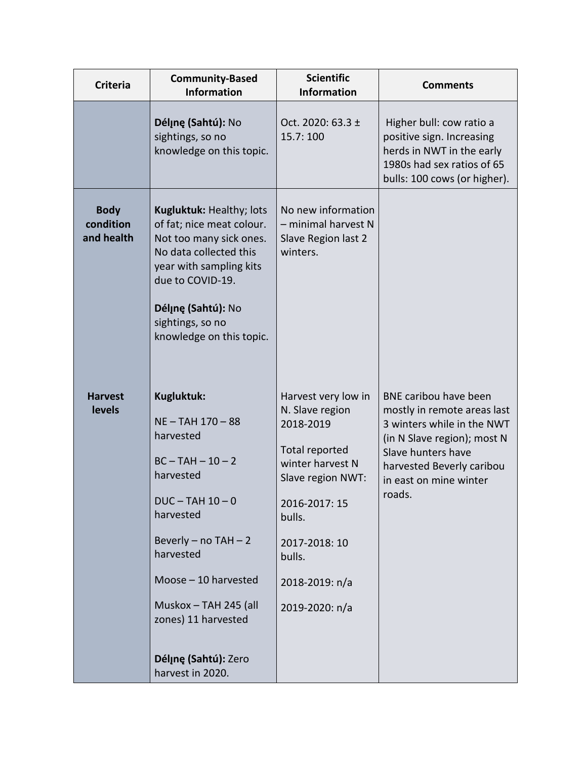| Criteria | Community-Based Information | Scientific Information | Comments |
|---|---|---|---|
| | **Délı̨nę (Sahtú):** No sightings, so no knowledge on this topic. | Oct. 2020: 63.3 ± 15.7: 100 | Higher bull: cow ratio a positive sign. Increasing herds in NWT in the early 1980s had sex ratios of 65 bulls: 100 cows (or higher). |
| **Body condition and health** | **Kugluktuk:** Healthy; lots of fat; nice meat colour. Not too many sick ones. No data collected this year with sampling kits due to COVID-19.<br><br>**Délı̨nę (Sahtú):** No sightings, so no knowledge on this topic. | No new information – minimal harvest N Slave Region last 2 winters. | |
| **Harvest levels** | **Kugluktuk:**<br><br>NE – TAH 170 – 88 harvested<br><br>BC – TAH – 10 – 2 harvested<br><br>DUC – TAH 10 – 0 harvested<br><br>Beverly – no TAH – 2 harvested<br><br>Moose – 10 harvested<br><br>Muskox – TAH 245 (all zones) 11 harvested<br><br>**Délı̨nę (Sahtú):** Zero harvest in 2020. | Harvest very low in N. Slave region 2018-2019<br><br>Total reported winter harvest N Slave region NWT:<br><br>2016-2017: 15 bulls.<br><br>2017-2018: 10 bulls.<br><br>2018-2019: n/a<br><br>2019-2020: n/a | BNE caribou have been mostly in remote areas last 3 winters while in the NWT (in N Slave region); most N Slave hunters have harvested Beverly caribou in east on mine winter roads. |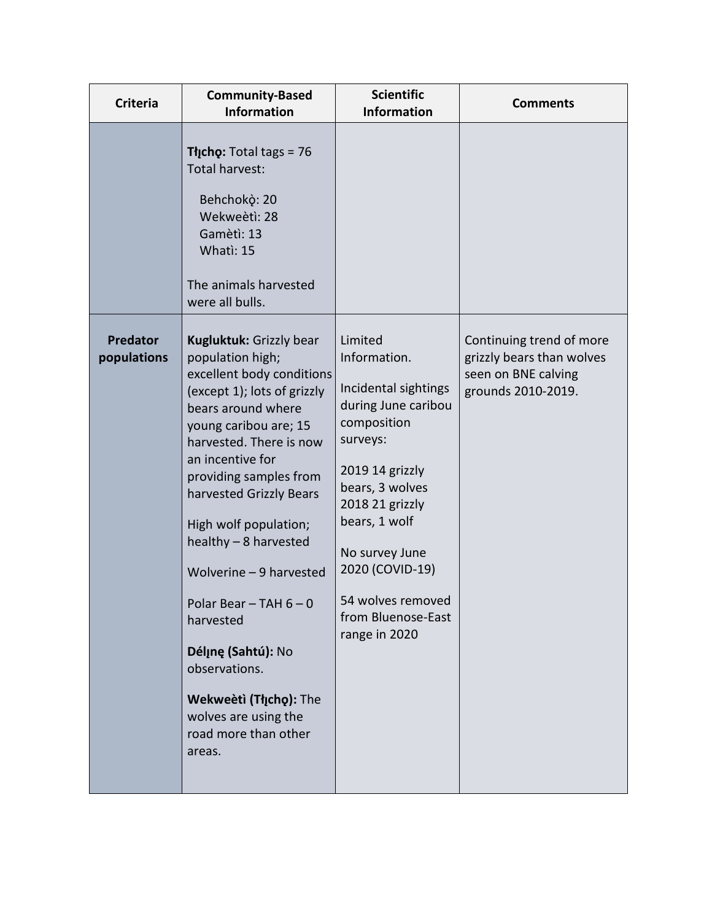| Criteria | Community-Based Information | Scientific Information | Comments |
|---|---|---|---|
| | **Tłı̨chǫ:** Total tags = 76<br>Total harvest:<br>Behchokǫ̀: 20<br>Wekweètì: 28<br>Gamètì: 13<br>Whatì: 15<br><br>The animals harvested were all bulls. | | |
| **Predator populations** | **Kugluktuk:** Grizzly bear population high; excellent body conditions (except 1); lots of grizzly bears around where young caribou are; 15 harvested. There is now an incentive for providing samples from harvested Grizzly Bears<br><br>High wolf population; healthy – 8 harvested<br><br>Wolverine – 9 harvested<br><br>Polar Bear – TAH 6 – 0 harvested<br><br>**Délı̨nę (Sahtú):** No observations.<br><br>**Wekweètì (Tłı̨chǫ):** The wolves are using the road more than other areas. | Limited Information.<br><br>Incidental sightings during June caribou composition surveys:<br><br>2019 14 grizzly bears, 3 wolves<br>2018 21 grizzly bears, 1 wolf<br><br>No survey June 2020 (COVID-19)<br><br>54 wolves removed from Bluenose-East range in 2020 | Continuing trend of more grizzly bears than wolves seen on BNE calving grounds 2010-2019. |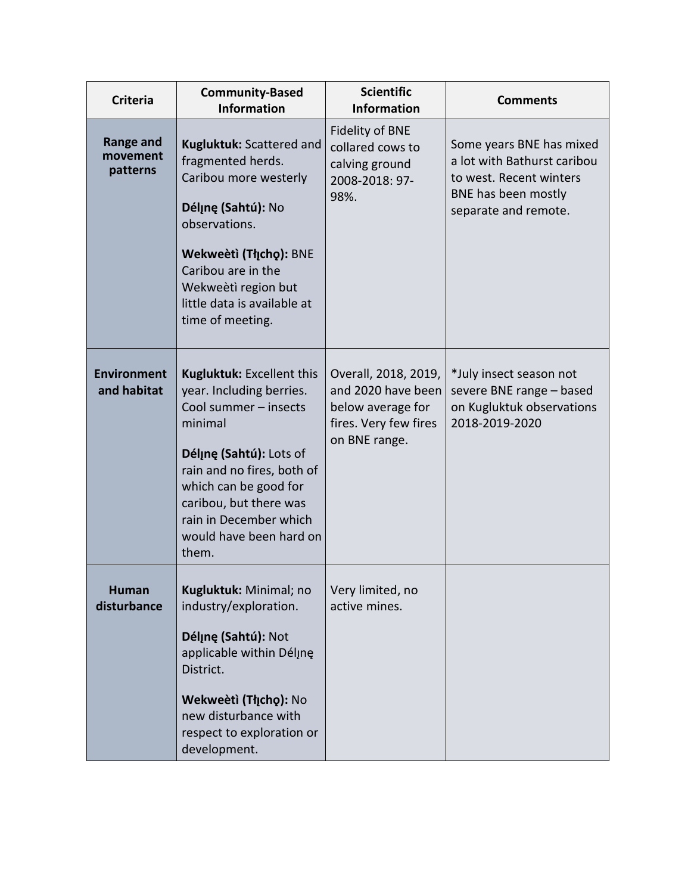| Criteria | Community-Based Information | Scientific Information | Comments |
| --- | --- | --- | --- |
| **Range and movement patterns** | **Kugluktuk:** Scattered and fragmented herds. Caribou more westerly<br><br>**Délı̨nę (Sahtú):** No observations.<br><br>**Wekweètì (Tłı̨chǫ):** BNE Caribou are in the Wekweètì region but little data is available at time of meeting. | Fidelity of BNE collared cows to calving ground 2008-2018: 97-98%. | Some years BNE has mixed a lot with Bathurst caribou to west. Recent winters BNE has been mostly separate and remote. |
| **Environment and habitat** | **Kugluktuk:** Excellent this year. Including berries. Cool summer – insects minimal<br><br>**Délı̨nę (Sahtú):** Lots of rain and no fires, both of which can be good for caribou, but there was rain in December which would have been hard on them. | Overall, 2018, 2019, and 2020 have been below average for fires. Very few fires on BNE range. | *July insect season not severe BNE range – based on Kugluktuk observations 2018-2019-2020 |
| **Human disturbance** | **Kugluktuk:** Minimal; no industry/exploration.<br><br>**Délı̨nę (Sahtú):** Not applicable within Délı̨nę District.<br><br>**Wekweètì (Tłı̨chǫ):** No new disturbance with respect to exploration or development. | Very limited, no active mines. | |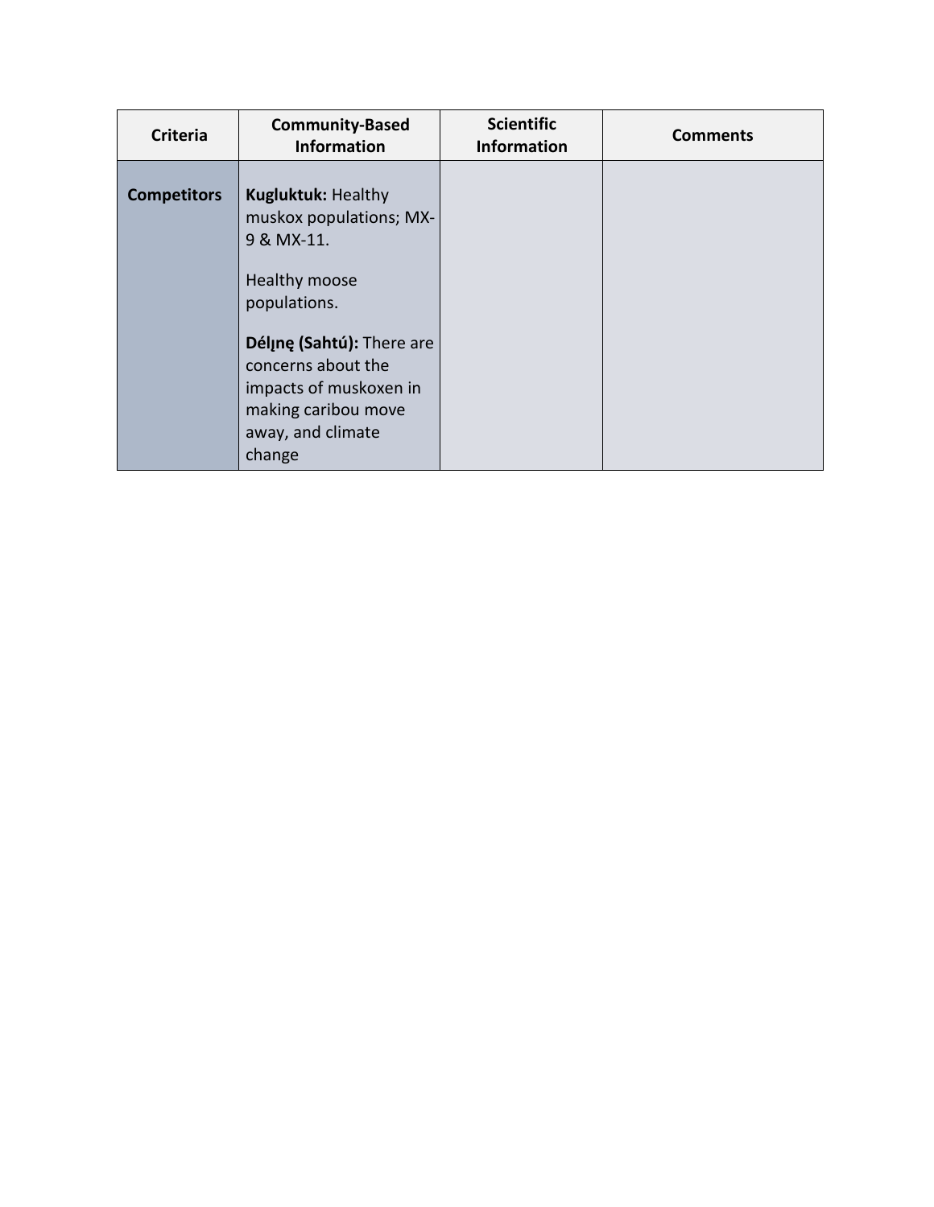| Criteria | Community-Based Information | Scientific Information | Comments |
|---|---|---|---|
| **Competitors** | **Kugluktuk:** Healthy muskox populations; MX-9 & MX-11.<br><br>Healthy moose populations.<br><br>**Délı̨nę (Sahtú):** There are concerns about the impacts of muskoxen in making caribou move away, and climate change | | |